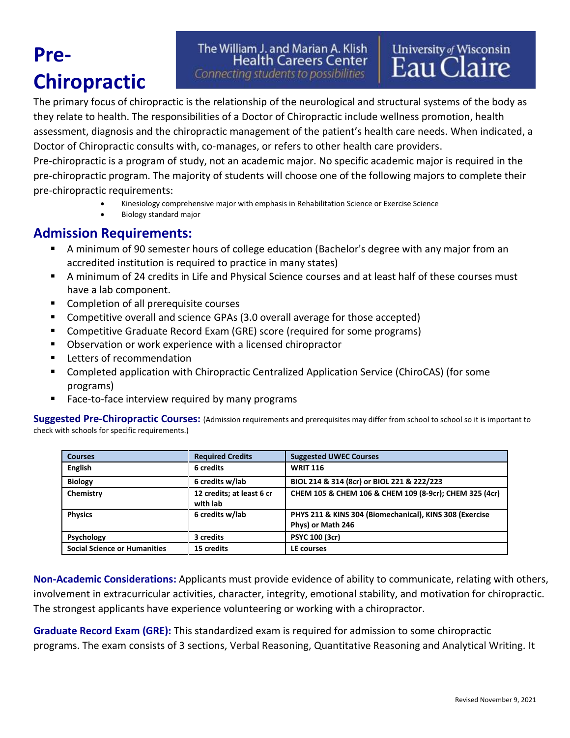# Pre-Chiropractic

The William J. and Marian A. Klish Health Careers Center
*Connecting students to possibilities*

University of Wisconsin Eau Claire

The primary focus of chiropractic is the relationship of the neurological and structural systems of the body as they relate to health. The responsibilities of a Doctor of Chiropractic include wellness promotion, health assessment, diagnosis and the chiropractic management of the patient's health care needs. When indicated, a Doctor of Chiropractic consults with, co-manages, or refers to other health care providers.
Pre-chiropractic is a program of study, not an academic major. No specific academic major is required in the pre-chiropractic program. The majority of students will choose one of the following majors to complete their pre-chiropractic requirements:

- Kinesiology comprehensive major with emphasis in Rehabilitation Science or Exercise Science
- Biology standard major

## Admission Requirements:

- A minimum of 90 semester hours of college education (Bachelor's degree with any major from an accredited institution is required to practice in many states)
- A minimum of 24 credits in Life and Physical Science courses and at least half of these courses must have a lab component.
- Completion of all prerequisite courses
- Competitive overall and science GPAs (3.0 overall average for those accepted)
- Competitive Graduate Record Exam (GRE) score (required for some programs)
- Observation or work experience with a licensed chiropractor
- Letters of recommendation
- Completed application with Chiropractic Centralized Application Service (ChiroCAS) (for some programs)
- Face-to-face interview required by many programs

**Suggested Pre-Chiropractic Courses:** (Admission requirements and prerequisites may differ from school to school so it is important to check with schools for specific requirements.)

| Courses | Required Credits | Suggested UWEC Courses |
|---|---|---|
| **English** | **6 credits** | **WRIT 116** |
| **Biology** | **6 credits w/lab** | **BIOL 214 & 314 (8cr) or BIOL 221 & 222/223** |
| **Chemistry** | **12 credits; at least 6 cr with lab** | **CHEM 105 & CHEM 106 & CHEM 109 (8-9cr); CHEM 325 (4cr)** |
| **Physics** | **6 credits w/lab** | **PHYS 211 & KINS 304 (Biomechanical), KINS 308 (Exercise Phys) or Math 246** |
| **Psychology** | **3 credits** | **PSYC 100 (3cr)** |
| **Social Science or Humanities** | **15 credits** | **LE courses** |

**Non-Academic Considerations:** Applicants must provide evidence of ability to communicate, relating with others, involvement in extracurricular activities, character, integrity, emotional stability, and motivation for chiropractic. The strongest applicants have experience volunteering or working with a chiropractor.

**Graduate Record Exam (GRE):** This standardized exam is required for admission to some chiropractic programs. The exam consists of 3 sections, Verbal Reasoning, Quantitative Reasoning and Analytical Writing. It

Revised November 9, 2021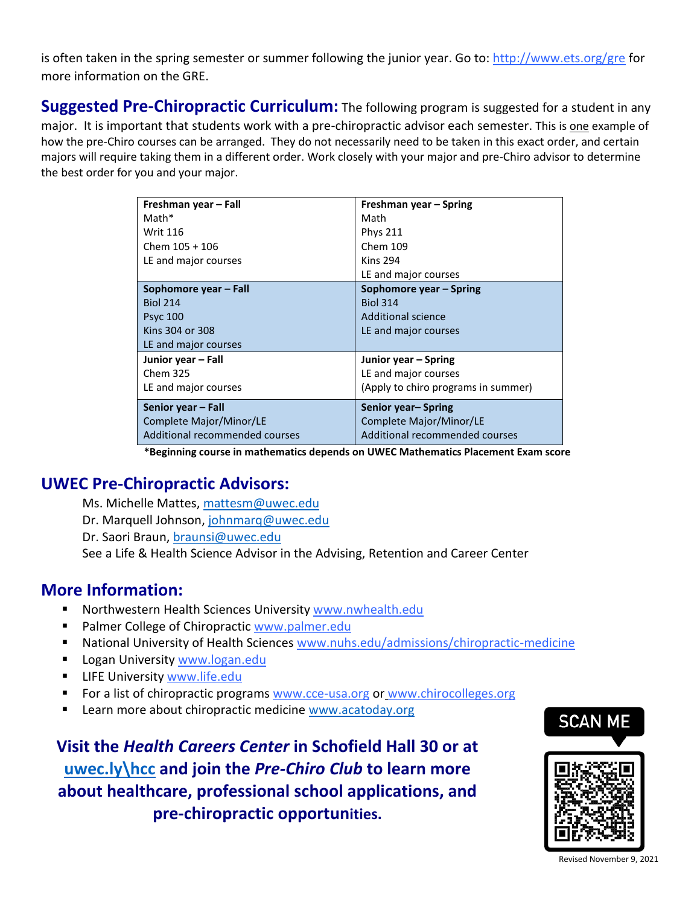is often taken in the spring semester or summer following the junior year. Go to: http://www.ets.org/gre for more information on the GRE.

**Suggested Pre-Chiropractic Curriculum:** The following program is suggested for a student in any major. It is important that students work with a pre-chiropractic advisor each semester. This is one example of how the pre-Chiro courses can be arranged. They do not necessarily need to be taken in this exact order, and certain majors will require taking them in a different order. Work closely with your major and pre-Chiro advisor to determine the best order for you and your major.

| | |
|---|---|
| **Freshman year – Fall**<br>Math*<br>Writ 116<br>Chem 105 + 106<br>LE and major courses | **Freshman year – Spring**<br>Math<br>Phys 211<br>Chem 109<br>Kins 294<br>LE and major courses |
| **Sophomore year – Fall**<br>Biol 214<br>Psyc 100<br>Kins 304 or 308<br>LE and major courses | **Sophomore year – Spring**<br>Biol 314<br>Additional science<br>LE and major courses |
| **Junior year – Fall**<br>Chem 325<br>LE and major courses | **Junior year – Spring**<br>LE and major courses<br>(Apply to chiro programs in summer) |
| **Senior year – Fall**<br>Complete Major/Minor/LE<br>Additional recommended courses | **Senior year– Spring**<br>Complete Major/Minor/LE<br>Additional recommended courses |

***Beginning course in mathematics depends on UWEC Mathematics Placement Exam score**

## UWEC Pre-Chiropractic Advisors:

Ms. Michelle Mattes, mattesm@uwec.edu
Dr. Marquell Johnson, johnmarq@uwec.edu
Dr. Saori Braun, braunsi@uwec.edu
See a Life & Health Science Advisor in the Advising, Retention and Career Center

## More Information:

- Northwestern Health Sciences University www.nwhealth.edu
- Palmer College of Chiropractic www.palmer.edu
- National University of Health Sciences www.nuhs.edu/admissions/chiropractic-medicine
- Logan University www.logan.edu
- LIFE University www.life.edu
- For a list of chiropractic programs www.cce-usa.org or www.chirocolleges.org
- Learn more about chiropractic medicine www.acatoday.org

**Visit the *Health Careers Center* in Schofield Hall 30 or at uwec.ly\hcc and join the *Pre-Chiro Club* to learn more about healthcare, professional school applications, and pre-chiropractic opportunities.**

SCAN ME

Revised November 9, 2021